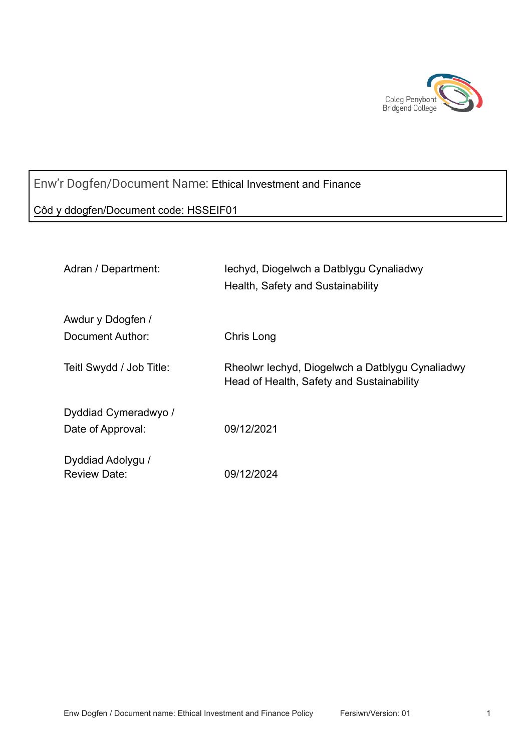Coleg Penybont
Bridgend College

Enw'r Dogfen/Document Name: Ethical Investment and Finance

Côd y ddogfen/Document code: HSSEIF01

| | |
|---|---|
| Adran / Department: | Iechyd, Diogelwch a Datblygu Cynaliadwy<br>Health, Safety and Sustainability |
| Awdur y Ddogfen / Document Author: | Chris Long |
| Teitl Swydd / Job Title: | Rheolwr Iechyd, Diogelwch a Datblygu Cynaliadwy<br>Head of Health, Safety and Sustainability |
| Dyddiad Cymeradwyo / Date of Approval: | 09/12/2021 |
| Dyddiad Adolygu / Review Date: | 09/12/2024 |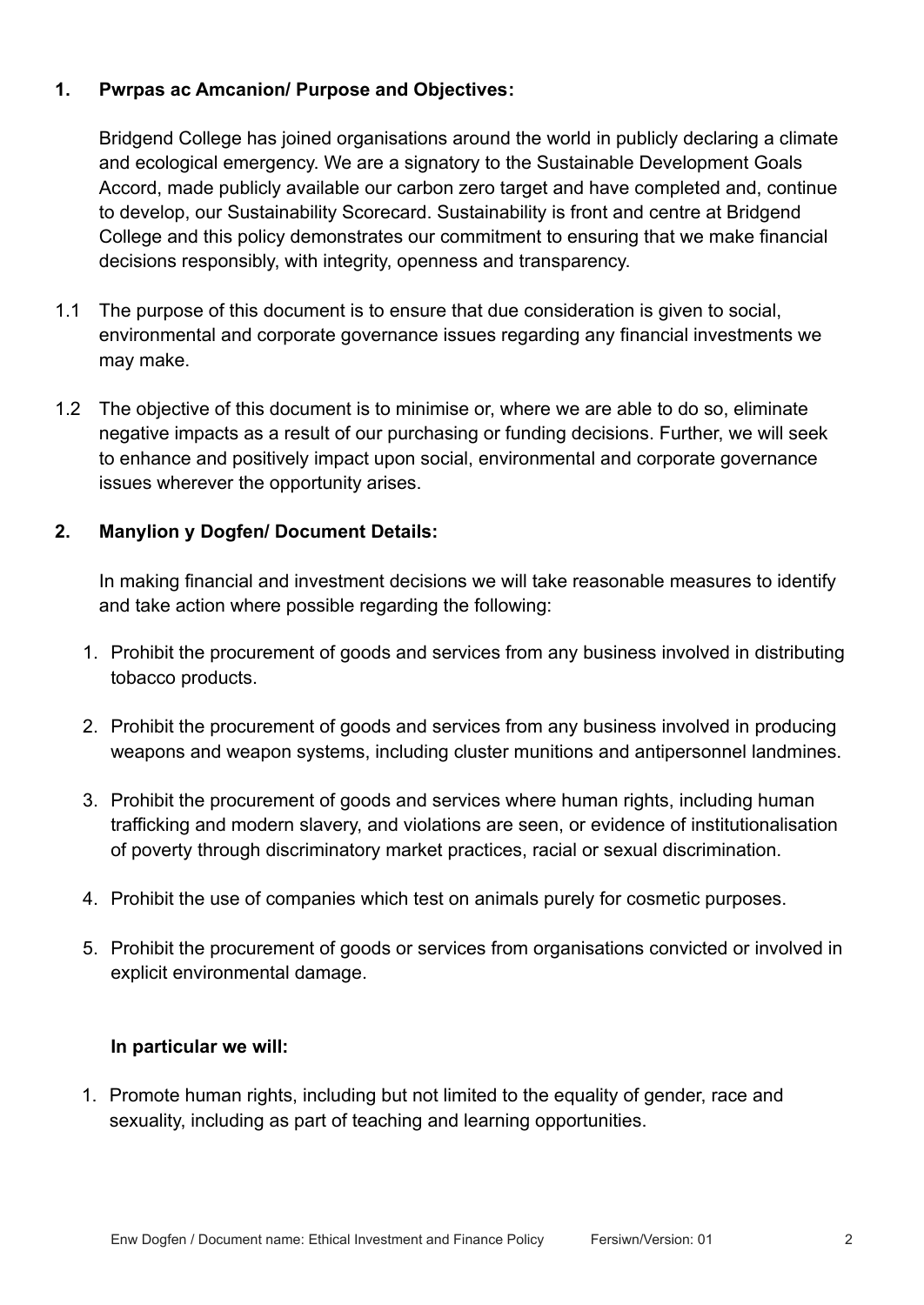## 1. Pwrpas ac Amcanion/ Purpose and Objectives:

Bridgend College has joined organisations around the world in publicly declaring a climate and ecological emergency. We are a signatory to the Sustainable Development Goals Accord, made publicly available our carbon zero target and have completed and, continue to develop, our Sustainability Scorecard. Sustainability is front and centre at Bridgend College and this policy demonstrates our commitment to ensuring that we make financial decisions responsibly, with integrity, openness and transparency.

1.1 The purpose of this document is to ensure that due consideration is given to social, environmental and corporate governance issues regarding any financial investments we may make.

1.2 The objective of this document is to minimise or, where we are able to do so, eliminate negative impacts as a result of our purchasing or funding decisions. Further, we will seek to enhance and positively impact upon social, environmental and corporate governance issues wherever the opportunity arises.

## 2. Manylion y Dogfen/ Document Details:

In making financial and investment decisions we will take reasonable measures to identify and take action where possible regarding the following:

1. Prohibit the procurement of goods and services from any business involved in distributing tobacco products.
2. Prohibit the procurement of goods and services from any business involved in producing weapons and weapon systems, including cluster munitions and antipersonnel landmines.
3. Prohibit the procurement of goods and services where human rights, including human trafficking and modern slavery, and violations are seen, or evidence of institutionalisation of poverty through discriminatory market practices, racial or sexual discrimination.
4. Prohibit the use of companies which test on animals purely for cosmetic purposes.
5. Prohibit the procurement of goods or services from organisations convicted or involved in explicit environmental damage.

**In particular we will:**

1. Promote human rights, including but not limited to the equality of gender, race and sexuality, including as part of teaching and learning opportunities.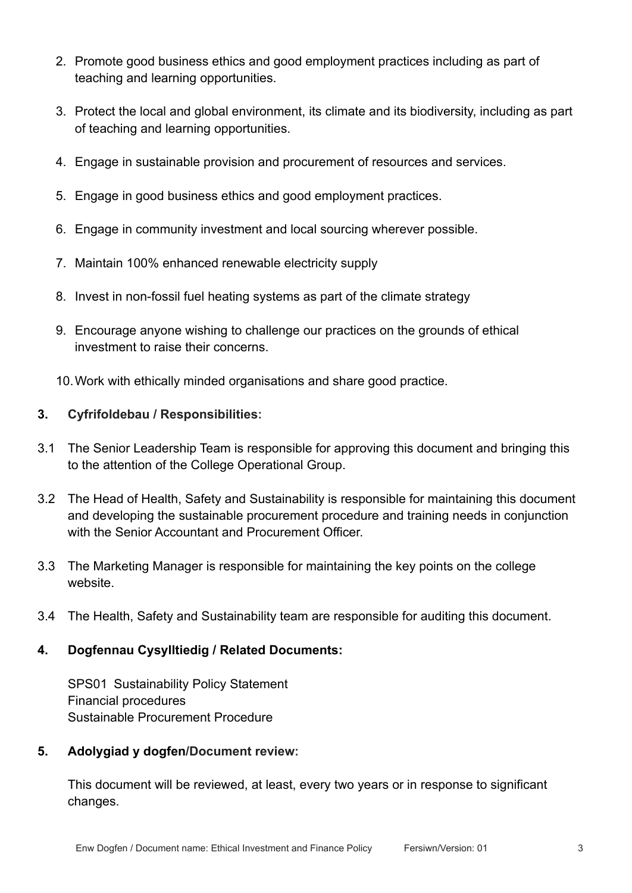2. Promote good business ethics and good employment practices including as part of teaching and learning opportunities.

3. Protect the local and global environment, its climate and its biodiversity, including as part of teaching and learning opportunities.

4. Engage in sustainable provision and procurement of resources and services.

5. Engage in good business ethics and good employment practices.

6. Engage in community investment and local sourcing wherever possible.

7. Maintain 100% enhanced renewable electricity supply

8. Invest in non-fossil fuel heating systems as part of the climate strategy

9. Encourage anyone wishing to challenge our practices on the grounds of ethical investment to raise their concerns.

10. Work with ethically minded organisations and share good practice.

## 3. Cyfrifoldebau / Responsibilities:

3.1 The Senior Leadership Team is responsible for approving this document and bringing this to the attention of the College Operational Group.

3.2 The Head of Health, Safety and Sustainability is responsible for maintaining this document and developing the sustainable procurement procedure and training needs in conjunction with the Senior Accountant and Procurement Officer.

3.3 The Marketing Manager is responsible for maintaining the key points on the college website.

3.4 The Health, Safety and Sustainability team are responsible for auditing this document.

## 4. Dogfennau Cysylltiedig / Related Documents:

SPS01 Sustainability Policy Statement
Financial procedures
Sustainable Procurement Procedure

## 5. Adolygiad y dogfen/Document review:

This document will be reviewed, at least, every two years or in response to significant changes.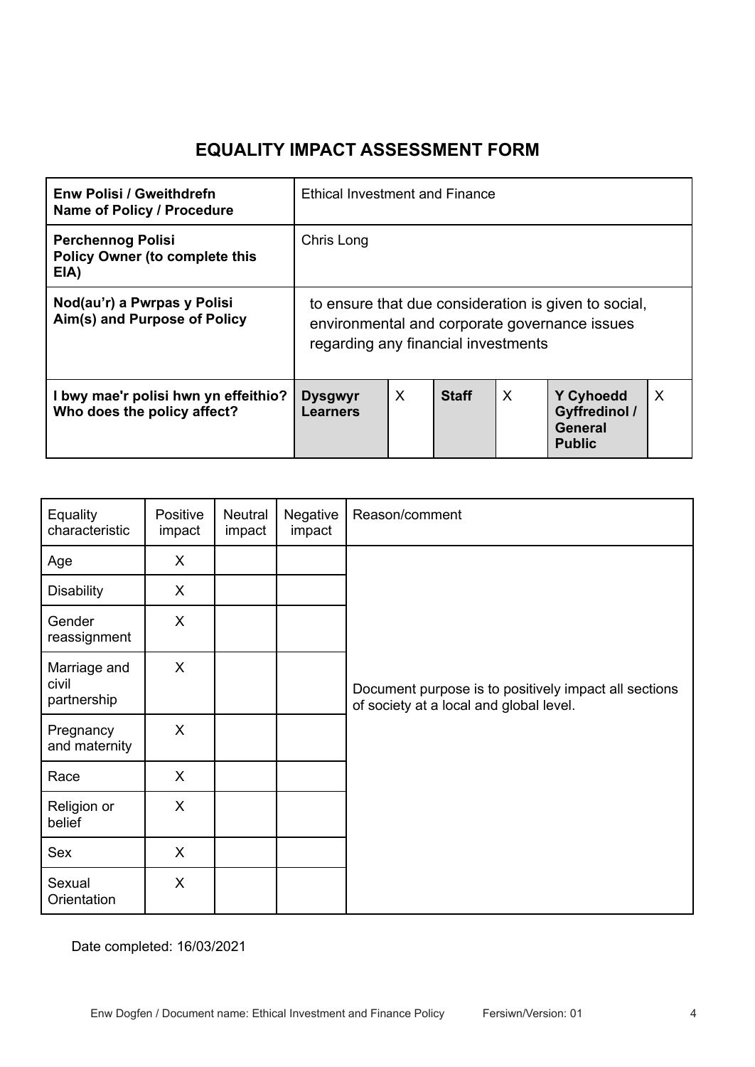# EQUALITY IMPACT ASSESSMENT FORM

| **Enw Polisi / Gweithdrefn**<br>**Name of Policy / Procedure** | Ethical Investment and Finance | | | | | |
|---|---|---|---|---|---|---|
| **Perchennog Polisi**<br>**Policy Owner (to complete this EIA)** | Chris Long | | | | | |
| **Nod(au'r) a Pwrpas y Polisi**<br>**Aim(s) and Purpose of Policy** | to ensure that due consideration is given to social, environmental and corporate governance issues regarding any financial investments | | | | | |
| **I bwy mae'r polisi hwn yn effeithio?**<br>**Who does the policy affect?** | **Dysgwyr Learners** | X | **Staff** | X | **Y Cyhoedd Gyffredinol / General Public** | X |

| Equality characteristic | Positive impact | Neutral impact | Negative impact | Reason/comment |
|---|---|---|---|---|
| Age | X | | | Document purpose is to positively impact all sections of society at a local and global level. |
| Disability | X | | | |
| Gender reassignment | X | | | |
| Marriage and civil partnership | X | | | |
| Pregnancy and maternity | X | | | |
| Race | X | | | |
| Religion or belief | X | | | |
| Sex | X | | | |
| Sexual Orientation | X | | | |

Date completed: 16/03/2021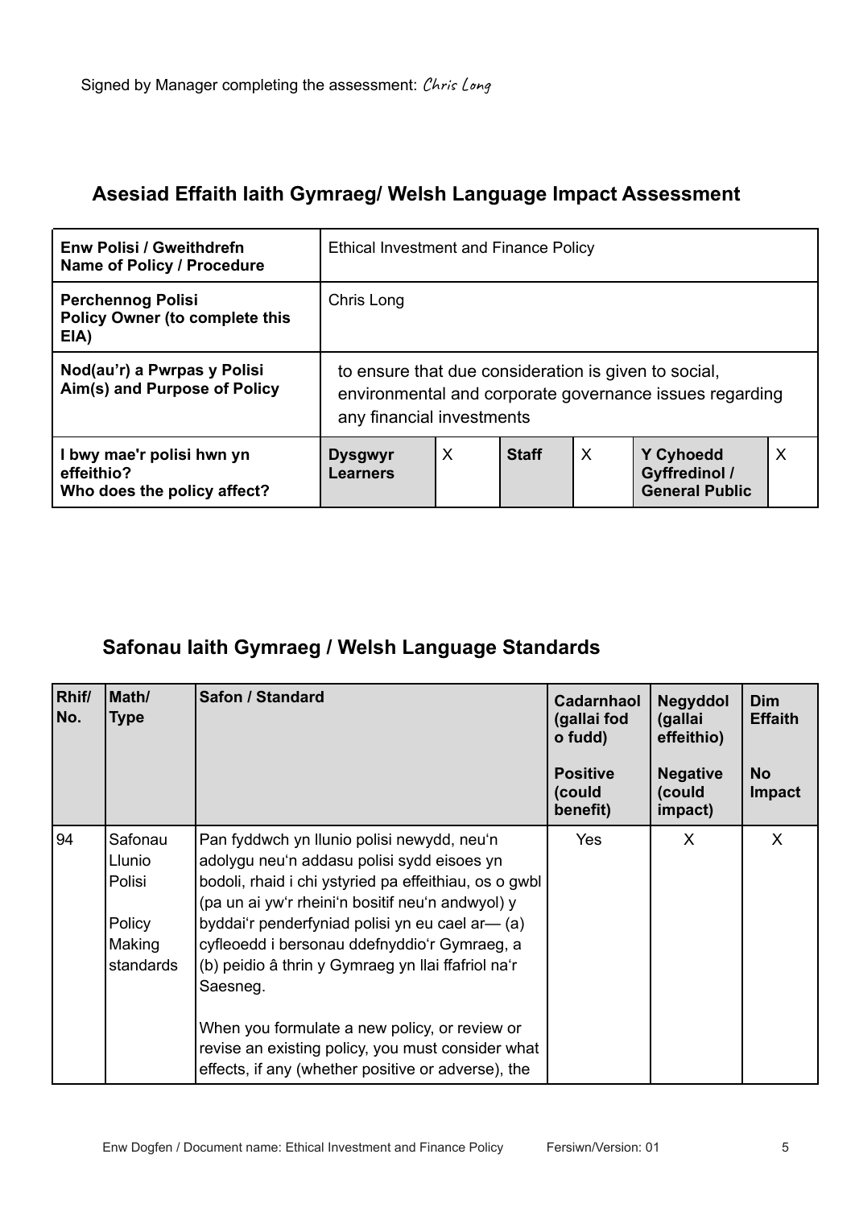Signed by Manager completing the assessment: *Chris Long*

## Asesiad Effaith Iaith Gymraeg/ Welsh Language Impact Assessment

| **Enw Polisi / Gweithdrefn**<br>**Name of Policy / Procedure** | Ethical Investment and Finance Policy | | | | | |
|---|---|---|---|---|---|---|
| **Perchennog Polisi**<br>**Policy Owner (to complete this EIA)** | Chris Long | | | | | |
| **Nod(au'r) a Pwrpas y Polisi**<br>**Aim(s) and Purpose of Policy** | to ensure that due consideration is given to social, environmental and corporate governance issues regarding any financial investments | | | | | |
| **I bwy mae'r polisi hwn yn effeithio?**<br>**Who does the policy affect?** | **Dysgwyr Learners** | X | **Staff** | X | **Y Cyhoedd Gyffredinol / General Public** | X |

## Safonau Iaith Gymraeg / Welsh Language Standards

| **Rhif/ No.** | **Math/ Type** | **Safon / Standard** | **Cadarnhaol (gallai fod o fudd)**<br><br>**Positive (could benefit)** | **Negyddol (gallai effeithio)**<br><br>**Negative (could impact)** | **Dim Effaith**<br><br>**No Impact** |
|---|---|---|---|---|---|
| 94 | Safonau Llunio Polisi<br><br>Policy Making standards | Pan fyddwch yn llunio polisi newydd, neu'n adolygu neu'n addasu polisi sydd eisoes yn bodoli, rhaid i chi ystyried pa effeithiau, os o gwbl (pa un ai yw'r rheini'n bositif neu'n andwyol) y byddai'r penderfyniad polisi yn eu cael ar— (a) cyfleoedd i bersonau ddefnyddio'r Gymraeg, a (b) peidio â thrin y Gymraeg yn llai ffafriol na'r Saesneg.<br><br>When you formulate a new policy, or review or revise an existing policy, you must consider what effects, if any (whether positive or adverse), the | Yes | X | X |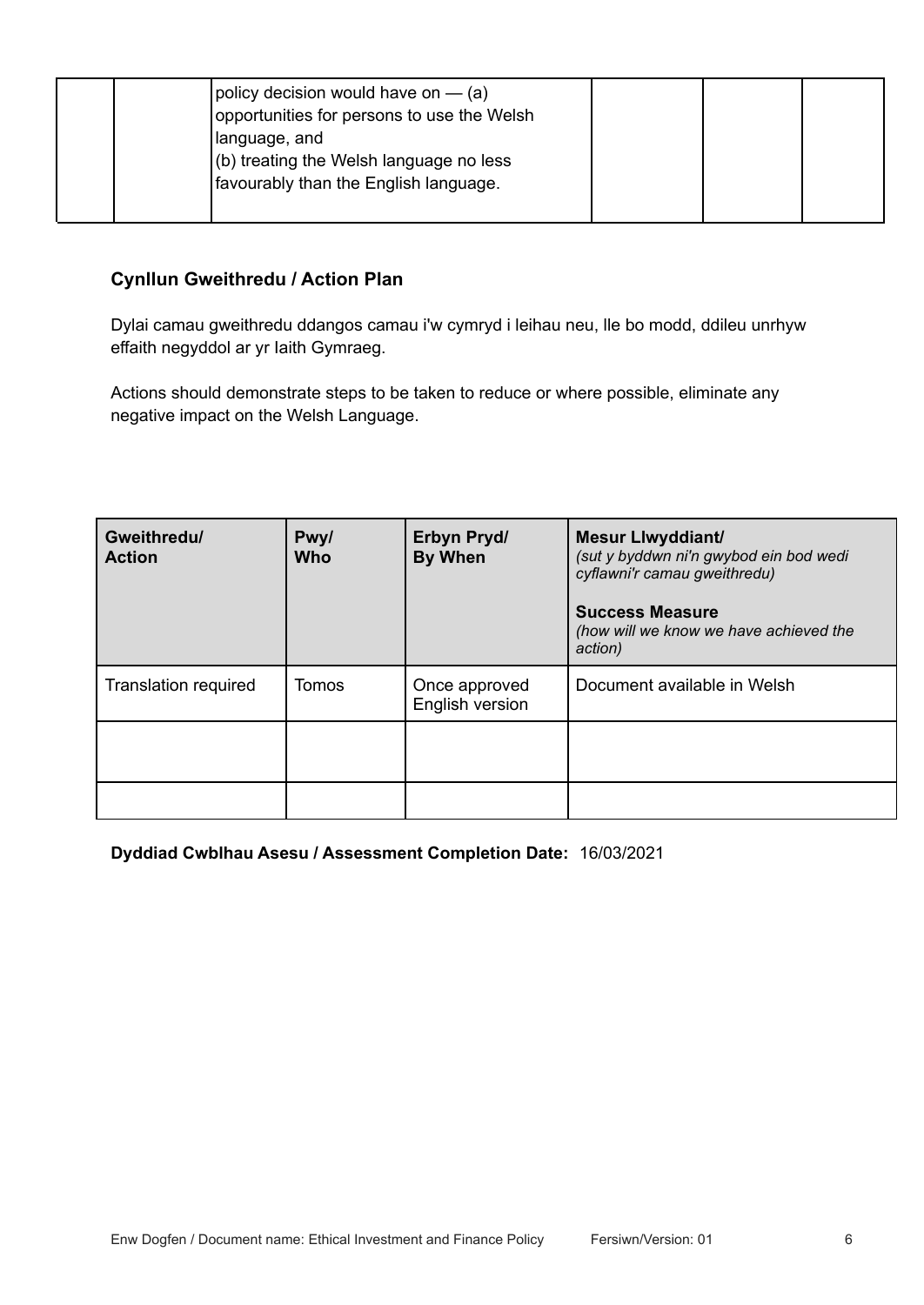| | | | | | |
|---|---|---|---|---|---|
| | | policy decision would have on — (a) opportunities for persons to use the Welsh language, and (b) treating the Welsh language no less favourably than the English language. | | | |

**Cynllun Gweithredu / Action Plan**

Dylai camau gweithredu ddangos camau i'w cymryd i leihau neu, lle bo modd, ddileu unrhyw effaith negyddol ar yr Iaith Gymraeg.

Actions should demonstrate steps to be taken to reduce or where possible, eliminate any negative impact on the Welsh Language.

| **Gweithredu/ Action** | **Pwy/ Who** | **Erbyn Pryd/ By When** | **Mesur Llwyddiant/** *(sut y byddwn ni'n gwybod ein bod wedi cyflawni'r camau gweithredu)* **Success Measure** *(how will we know we have achieved the action)* |
|---|---|---|---|
| Translation required | Tomos | Once approved English version | Document available in Welsh |
| | | | |
| | | | |

**Dyddiad Cwblhau Asesu / Assessment Completion Date:** 16/03/2021